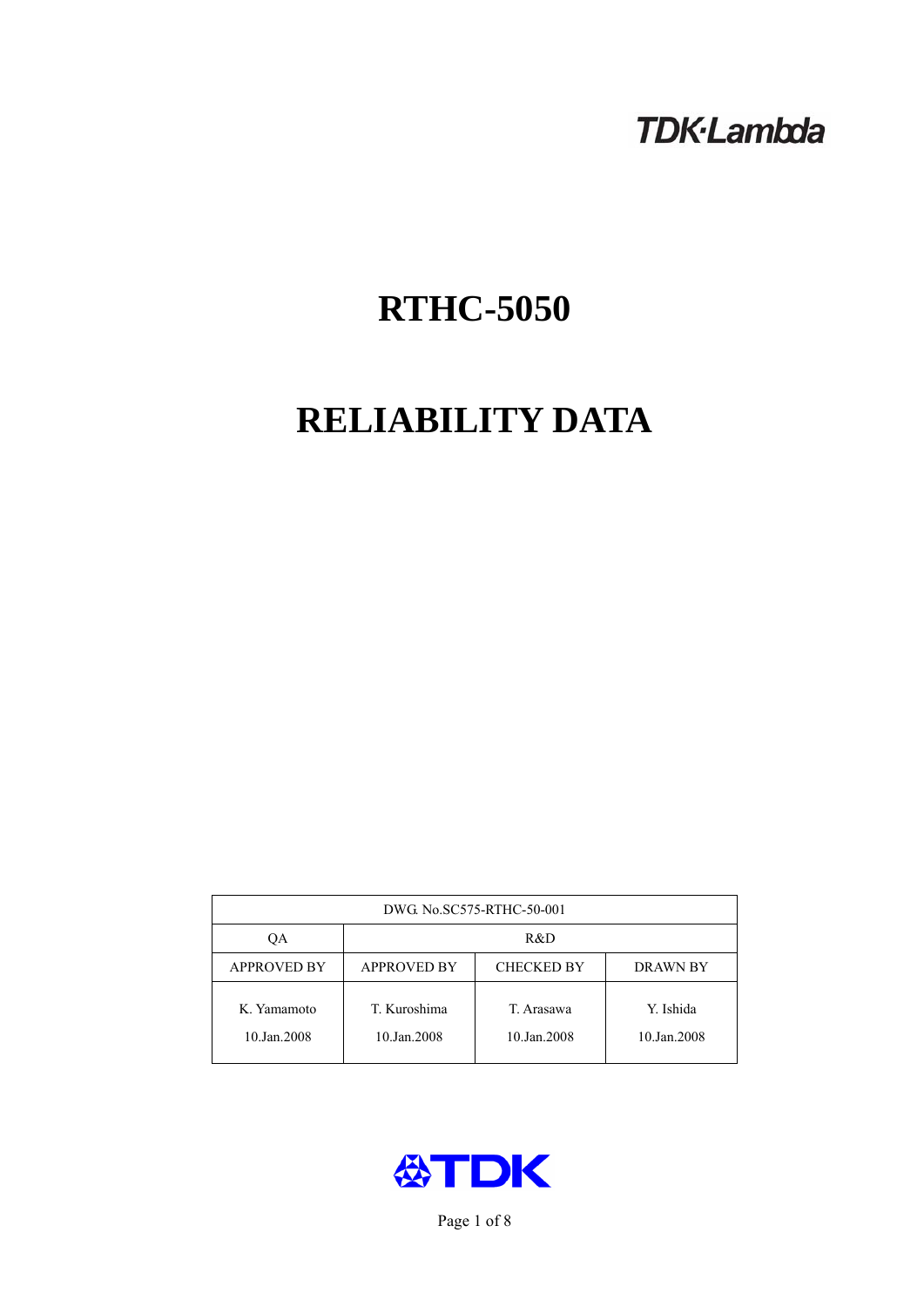TDK·Lambda

# RTHC-5050

# RELIABILITY DATA

| DWG. No.SC575-RTHC-50-001 | | | |
|---|---|---|---|
| QA | R&D | | |
| APPROVED BY | APPROVED BY | CHECKED BY | DRAWN BY |
| K. Yamamoto<br>10.Jan.2008 | T. Kuroshima<br>10.Jan.2008 | T. Arasawa<br>10.Jan.2008 | Y. Ishida<br>10.Jan.2008 |

TDK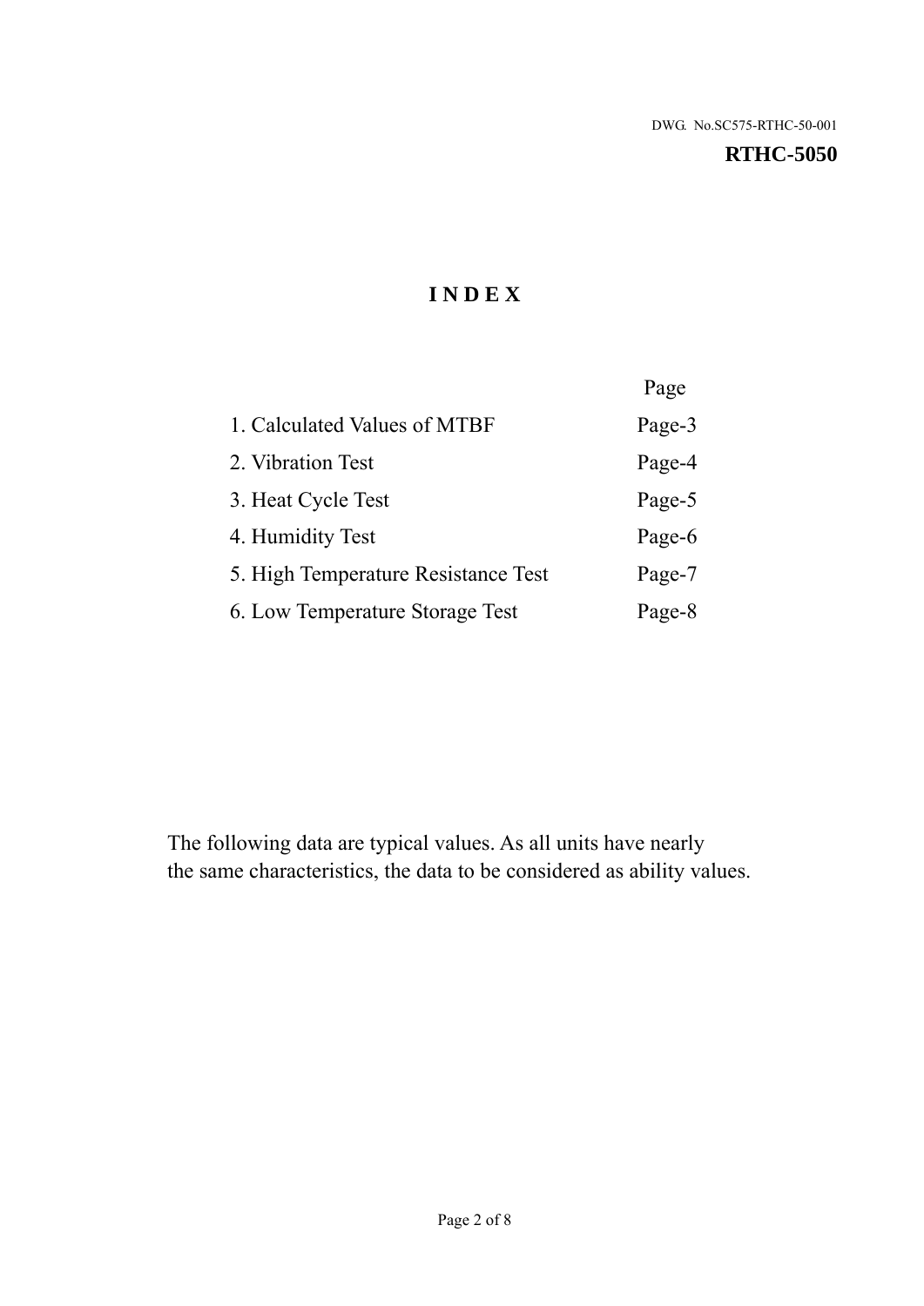DWG. No.SC575-RTHC-50-001

**RTHC-5050**

# INDEX

| | Page |
|---|---|
| 1. Calculated Values of MTBF | Page-3 |
| 2. Vibration Test | Page-4 |
| 3. Heat Cycle Test | Page-5 |
| 4. Humidity Test | Page-6 |
| 5. High Temperature Resistance Test | Page-7 |
| 6. Low Temperature Storage Test | Page-8 |

The following data are typical values. As all units have nearly the same characteristics, the data to be considered as ability values.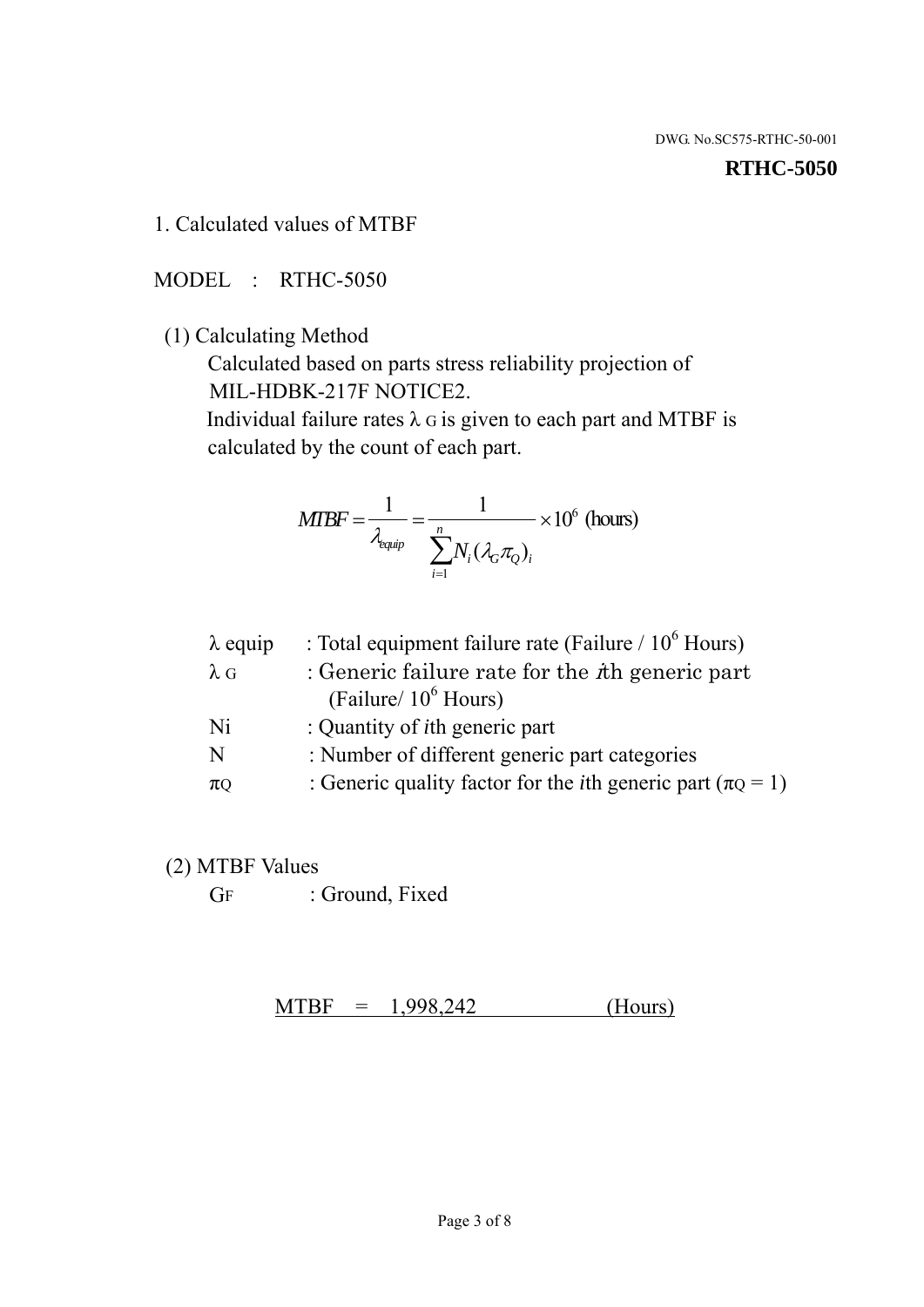DWG. No.SC575-RTHC-50-001

**RTHC-5050**

1. Calculated values of MTBF

MODEL : RTHC-5050

(1) Calculating Method

Calculated based on parts stress reliability projection of MIL-HDBK-217F NOTICE2.

Individual failure rates $\lambda_G$ is given to each part and MTBF is calculated by the count of each part.

$$MTBF = \frac{1}{\lambda_{equip}} = \frac{1}{\sum_{i=1}^{n} N_i (\lambda_G \pi_Q)_i} \times 10^6 \text{ (hours)}$$

| | |
|---|---|
| $\lambda$ equip | : Total equipment failure rate (Failure / $10^6$ Hours) |
| $\lambda_G$ | : Generic failure rate for the $i$th generic part (Failure/ $10^6$ Hours) |
| Ni | : Quantity of $i$th generic part |
| N | : Number of different generic part categories |
| $\pi_Q$ | : Generic quality factor for the $i$th generic part ($\pi_Q = 1$) |

(2) MTBF Values

$G_F$ : Ground, Fixed

MTBF = 1,998,242 (Hours)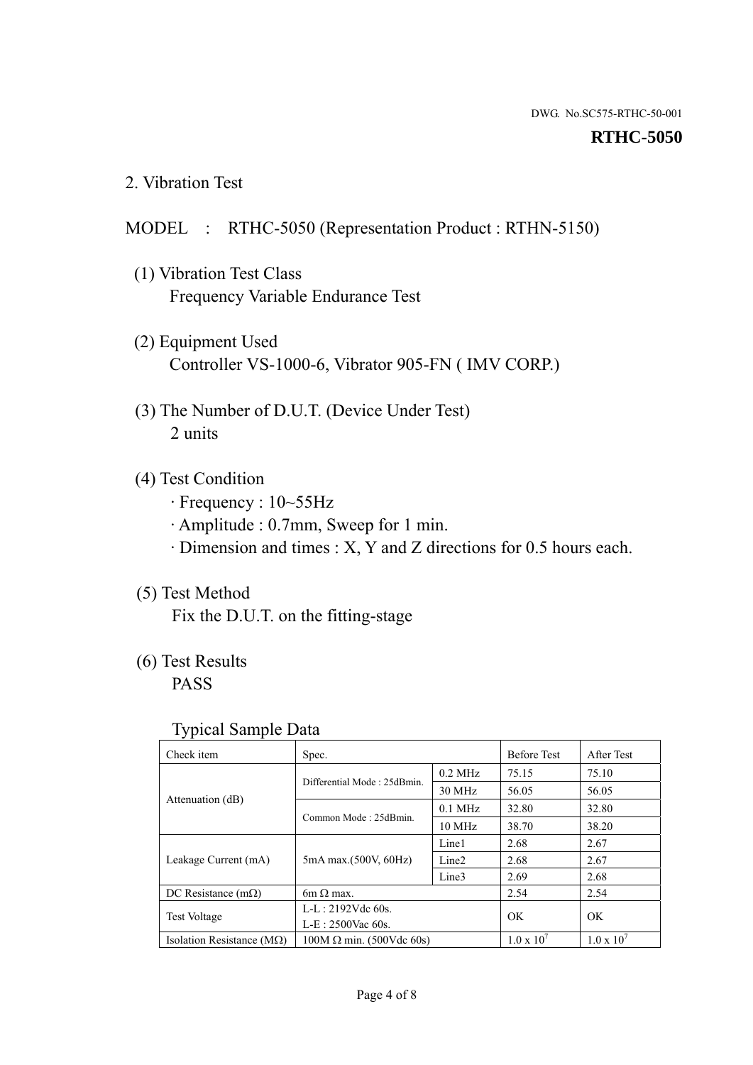DWG. No.SC575-RTHC-50-001

**RTHC-5050**

## 2. Vibration Test

MODEL : RTHC-5050 (Representation Product : RTHN-5150)

(1) Vibration Test Class
Frequency Variable Endurance Test

(2) Equipment Used
Controller VS-1000-6, Vibrator 905-FN ( IMV CORP.)

(3) The Number of D.U.T. (Device Under Test)
2 units

(4) Test Condition
· Frequency : 10~55Hz
· Amplitude : 0.7mm, Sweep for 1 min.
· Dimension and times : X, Y and Z directions for 0.5 hours each.

(5) Test Method
Fix the D.U.T. on the fitting-stage

(6) Test Results
PASS

Typical Sample Data

| Check item | Spec. | | Before Test | After Test |
|---|---|---|---|---|
| Attenuation (dB) | Differential Mode : 25dBmin. | 0.2 MHz | 75.15 | 75.10 |
| | | 30 MHz | 56.05 | 56.05 |
| | Common Mode : 25dBmin. | 0.1 MHz | 32.80 | 32.80 |
| | | 10 MHz | 38.70 | 38.20 |
| Leakage Current (mA) | 5mA max.(500V, 60Hz) | Line1 | 2.68 | 2.67 |
| | | Line2 | 2.68 | 2.67 |
| | | Line3 | 2.69 | 2.68 |
| DC Resistance (mΩ) | 6m Ω max. | | 2.54 | 2.54 |
| Test Voltage | L-L : 2192Vdc 60s.<br>L-E : 2500Vac 60s. | | OK | OK |
| Isolation Resistance (MΩ) | 100M Ω min. (500Vdc 60s) | | $1.0 \times 10^7$ | $1.0 \times 10^7$ |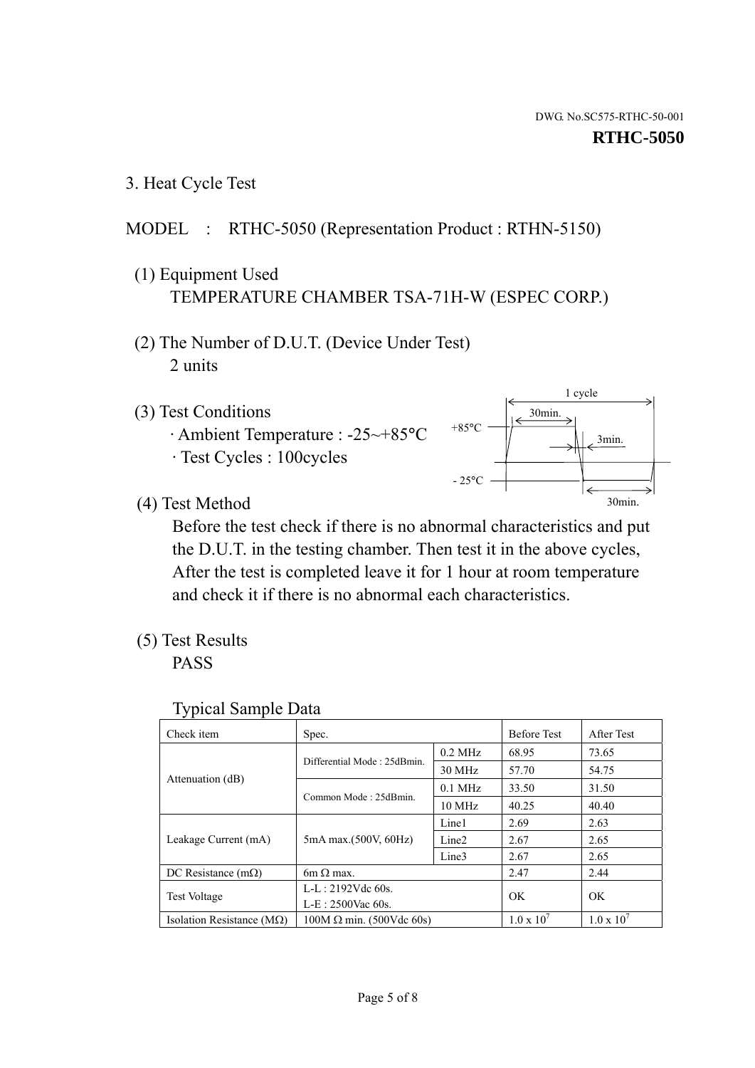DWG. No.SC575-RTHC-50-001

**RTHC-5050**

## 3. Heat Cycle Test

MODEL : RTHC-5050 (Representation Product : RTHN-5150)

(1) Equipment Used
TEMPERATURE CHAMBER TSA-71H-W (ESPEC CORP.)

(2) The Number of D.U.T. (Device Under Test)
2 units

(3) Test Conditions
· Ambient Temperature : -25~+85°C
· Test Cycles : 100cycles

1 cycle
+85°C 30min.
3min.
- 25°C 30min.

(4) Test Method
Before the test check if there is no abnormal characteristics and put the D.U.T. in the testing chamber. Then test it in the above cycles, After the test is completed leave it for 1 hour at room temperature and check it if there is no abnormal each characteristics.

(5) Test Results
PASS

Typical Sample Data

| Check item | Spec. | | Before Test | After Test |
|---|---|---|---|---|
| Attenuation (dB) | Differential Mode : 25dBmin. | 0.2 MHz | 68.95 | 73.65 |
| | | 30 MHz | 57.70 | 54.75 |
| | Common Mode : 25dBmin. | 0.1 MHz | 33.50 | 31.50 |
| | | 10 MHz | 40.25 | 40.40 |
| Leakage Current (mA) | 5mA max.(500V, 60Hz) | Line1 | 2.69 | 2.63 |
| | | Line2 | 2.67 | 2.65 |
| | | Line3 | 2.67 | 2.65 |
| DC Resistance (mΩ) | 6m Ω max. | | 2.47 | 2.44 |
| Test Voltage | L-L : 2192Vdc 60s.<br>L-E : 2500Vac 60s. | | OK | OK |
| Isolation Resistance (MΩ) | 100M Ω min. (500Vdc 60s) | | $1.0 \times 10^7$ | $1.0 \times 10^7$ |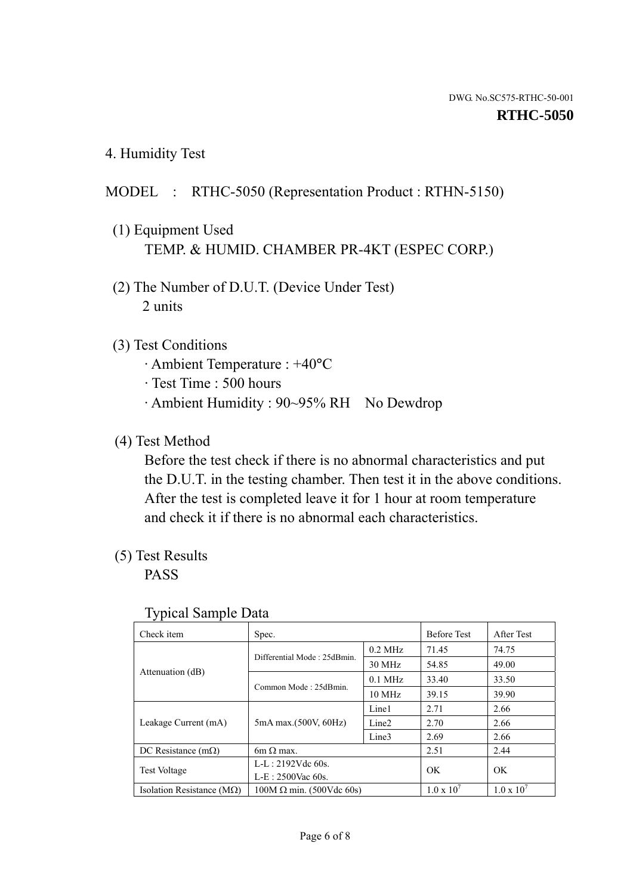DWG. No.SC575-RTHC-50-001

**RTHC-5050**

## 4. Humidity Test

MODEL : RTHC-5050 (Representation Product : RTHN-5150)

(1) Equipment Used

TEMP. & HUMID. CHAMBER PR-4KT (ESPEC CORP.)

(2) The Number of D.U.T. (Device Under Test)

2 units

(3) Test Conditions

- · Ambient Temperature : +40°C
- · Test Time : 500 hours
- · Ambient Humidity : 90~95% RH No Dewdrop

(4) Test Method

Before the test check if there is no abnormal characteristics and put the D.U.T. in the testing chamber. Then test it in the above conditions. After the test is completed leave it for 1 hour at room temperature and check it if there is no abnormal each characteristics.

(5) Test Results

PASS

Typical Sample Data

| Check item | Spec. | | Before Test | After Test |
|---|---|---|---|---|
| Attenuation (dB) | Differential Mode : 25dBmin. | 0.2 MHz | 71.45 | 74.75 |
| | | 30 MHz | 54.85 | 49.00 |
| | Common Mode : 25dBmin. | 0.1 MHz | 33.40 | 33.50 |
| | | 10 MHz | 39.15 | 39.90 |
| Leakage Current (mA) | 5mA max.(500V, 60Hz) | Line1 | 2.71 | 2.66 |
| | | Line2 | 2.70 | 2.66 |
| | | Line3 | 2.69 | 2.66 |
| DC Resistance (mΩ) | 6m Ω max. | | 2.51 | 2.44 |
| Test Voltage | L-L : 2192Vdc 60s.<br>L-E : 2500Vac 60s. | | OK | OK |
| Isolation Resistance (MΩ) | 100M Ω min. (500Vdc 60s) | | $1.0 \times 10^7$ | $1.0 \times 10^7$ |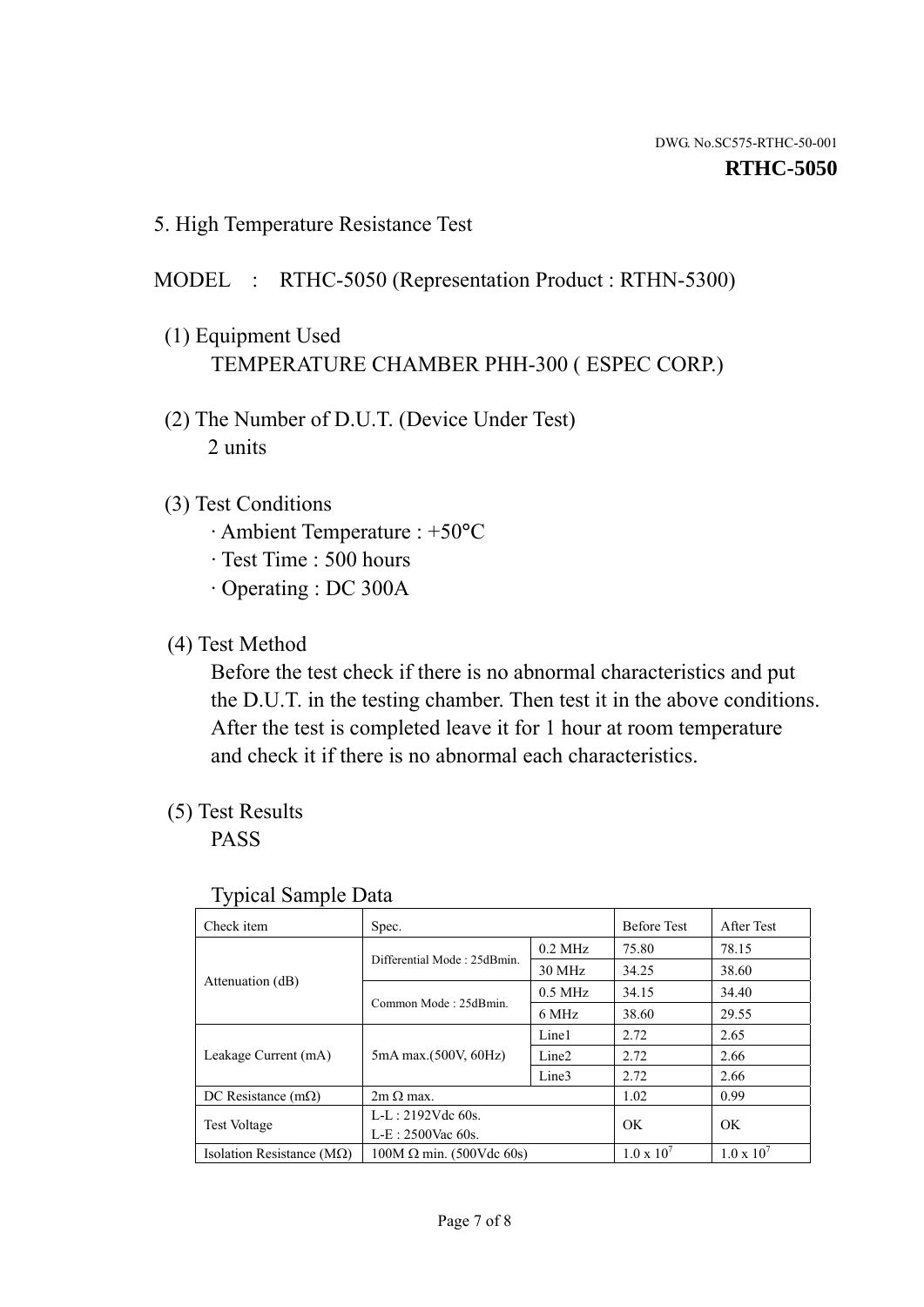DWG. No.SC575-RTHC-50-001

**RTHC-5050**

## 5. High Temperature Resistance Test

MODEL : RTHC-5050 (Representation Product : RTHN-5300)

(1) Equipment Used
TEMPERATURE CHAMBER PHH-300 ( ESPEC CORP.)

(2) The Number of D.U.T. (Device Under Test)
2 units

(3) Test Conditions
· Ambient Temperature : +50°C
· Test Time : 500 hours
· Operating : DC 300A

(4) Test Method
Before the test check if there is no abnormal characteristics and put the D.U.T. in the testing chamber. Then test it in the above conditions. After the test is completed leave it for 1 hour at room temperature and check it if there is no abnormal each characteristics.

(5) Test Results
PASS

Typical Sample Data

| Check item | Spec. | | Before Test | After Test |
|---|---|---|---|---|
| Attenuation (dB) | Differential Mode : 25dBmin. | 0.2 MHz | 75.80 | 78.15 |
| | | 30 MHz | 34.25 | 38.60 |
| | Common Mode : 25dBmin. | 0.5 MHz | 34.15 | 34.40 |
| | | 6 MHz | 38.60 | 29.55 |
| Leakage Current (mA) | 5mA max.(500V, 60Hz) | Line1 | 2.72 | 2.65 |
| | | Line2 | 2.72 | 2.66 |
| | | Line3 | 2.72 | 2.66 |
| DC Resistance (mΩ) | 2m Ω max. | | 1.02 | 0.99 |
| Test Voltage | L-L : 2192Vdc 60s.<br>L-E : 2500Vac 60s. | | OK | OK |
| Isolation Resistance (MΩ) | 100M Ω min. (500Vdc 60s) | | $1.0 \times 10^7$ | $1.0 \times 10^7$ |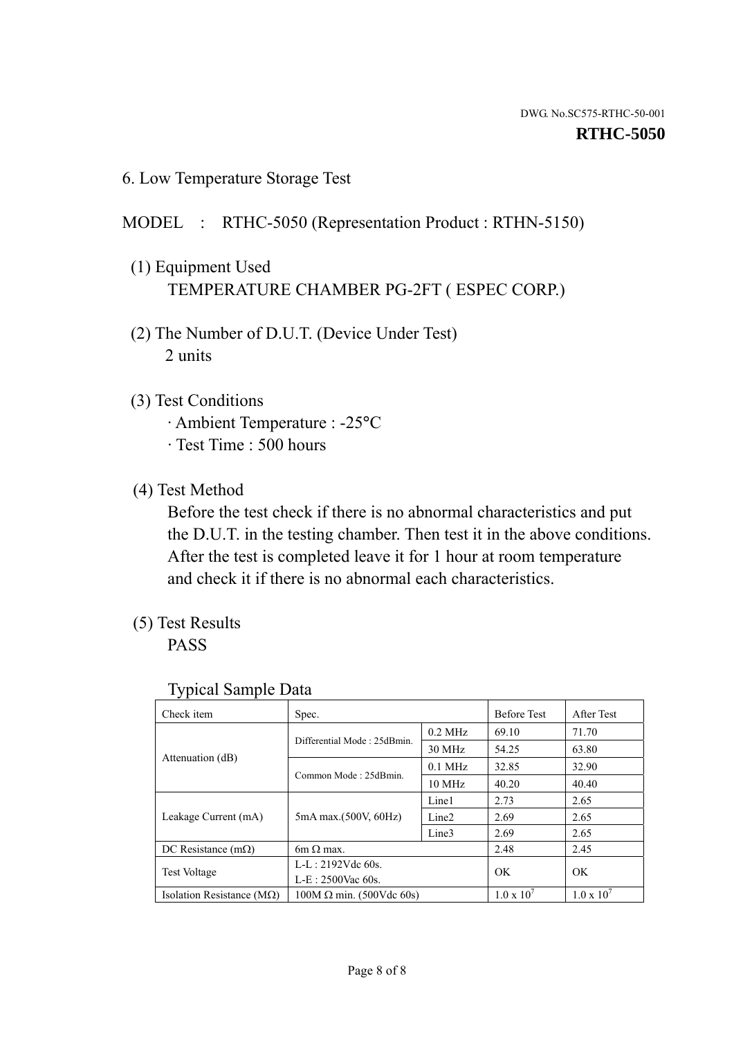DWG. No.SC575-RTHC-50-001

**RTHC-5050**

## 6. Low Temperature Storage Test

MODEL : RTHC-5050 (Representation Product : RTHN-5150)

(1) Equipment Used

TEMPERATURE CHAMBER PG-2FT ( ESPEC CORP.)

(2) The Number of D.U.T. (Device Under Test)

2 units

(3) Test Conditions

· Ambient Temperature : -25°C

· Test Time : 500 hours

(4) Test Method

Before the test check if there is no abnormal characteristics and put the D.U.T. in the testing chamber. Then test it in the above conditions. After the test is completed leave it for 1 hour at room temperature and check it if there is no abnormal each characteristics.

(5) Test Results

PASS

Typical Sample Data

| Check item | Spec. | | Before Test | After Test |
|---|---|---|---|---|
| Attenuation (dB) | Differential Mode : 25dBmin. | 0.2 MHz | 69.10 | 71.70 |
| | | 30 MHz | 54.25 | 63.80 |
| | Common Mode : 25dBmin. | 0.1 MHz | 32.85 | 32.90 |
| | | 10 MHz | 40.20 | 40.40 |
| Leakage Current (mA) | 5mA max.(500V, 60Hz) | Line1 | 2.73 | 2.65 |
| | | Line2 | 2.69 | 2.65 |
| | | Line3 | 2.69 | 2.65 |
| DC Resistance (mΩ) | 6m Ω max. | | 2.48 | 2.45 |
| Test Voltage | L-L : 2192Vdc 60s.<br>L-E : 2500Vac 60s. | | OK | OK |
| Isolation Resistance (MΩ) | 100M Ω min. (500Vdc 60s) | | $1.0 \times 10^7$ | $1.0 \times 10^7$ |